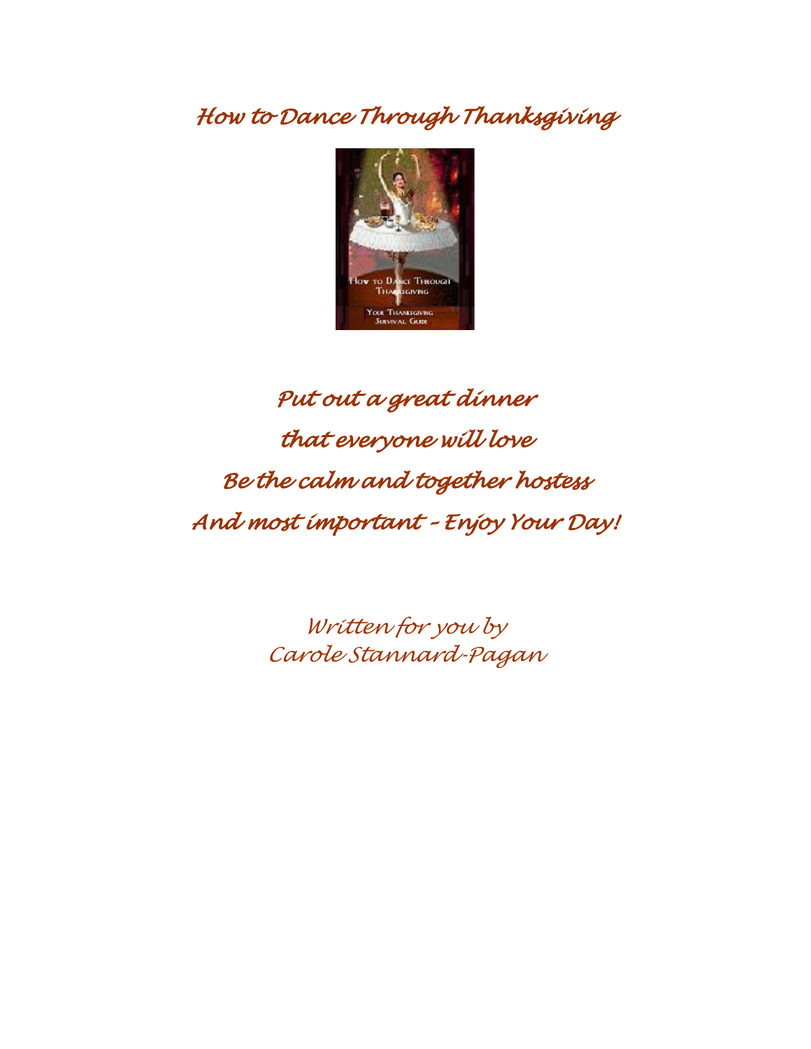# How to Dance Through Thanksgiving

*Put out a great dinner*

*that everyone will love*

*Be the calm and together hostess*

*And most important – Enjoy Your Day!*

*Written for you by*
*Carole Stannard-Pagan*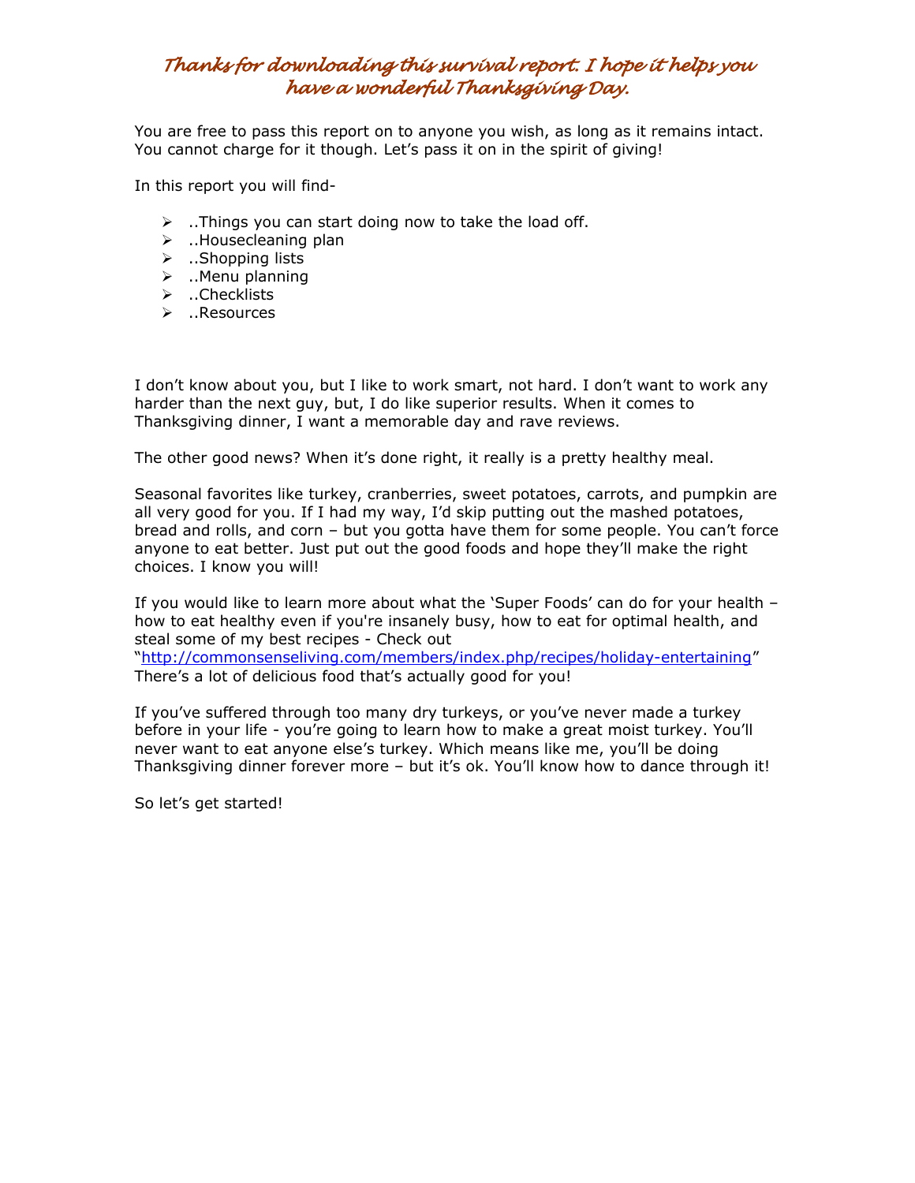*Thanks for downloading this survival report. I hope it helps you have a wonderful Thanksgiving Day.*

You are free to pass this report on to anyone you wish, as long as it remains intact. You cannot charge for it though. Let's pass it on in the spirit of giving!

In this report you will find-

- ..Things you can start doing now to take the load off.
- ..Housecleaning plan
- ..Shopping lists
- ..Menu planning
- ..Checklists
- ..Resources

I don't know about you, but I like to work smart, not hard. I don't want to work any harder than the next guy, but, I do like superior results. When it comes to Thanksgiving dinner, I want a memorable day and rave reviews.

The other good news? When it's done right, it really is a pretty healthy meal.

Seasonal favorites like turkey, cranberries, sweet potatoes, carrots, and pumpkin are all very good for you. If I had my way, I'd skip putting out the mashed potatoes, bread and rolls, and corn – but you gotta have them for some people. You can't force anyone to eat better. Just put out the good foods and hope they'll make the right choices. I know you will!

If you would like to learn more about what the 'Super Foods' can do for your health – how to eat healthy even if you're insanely busy, how to eat for optimal health, and steal some of my best recipes - Check out "[http://commonsenseliving.com/members/index.php/recipes/holiday-entertaining](http://commonsenseliving.com/members/index.php/recipes/holiday-entertaining)" There's a lot of delicious food that's actually good for you!

If you've suffered through too many dry turkeys, or you've never made a turkey before in your life - you're going to learn how to make a great moist turkey. You'll never want to eat anyone else's turkey. Which means like me, you'll be doing Thanksgiving dinner forever more – but it's ok. You'll know how to dance through it!

So let's get started!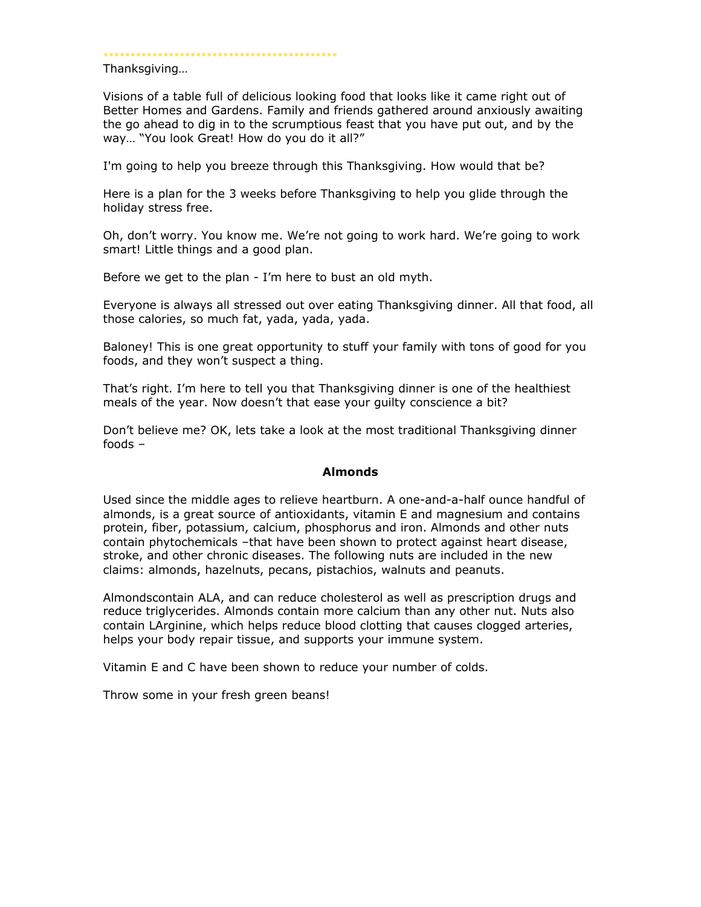*******************************************

Thanksgiving…

Visions of a table full of delicious looking food that looks like it came right out of Better Homes and Gardens. Family and friends gathered around anxiously awaiting the go ahead to dig in to the scrumptious feast that you have put out, and by the way… "You look Great! How do you do it all?"

I'm going to help you breeze through this Thanksgiving. How would that be?

Here is a plan for the 3 weeks before Thanksgiving to help you glide through the holiday stress free.

Oh, don't worry. You know me. We're not going to work hard. We're going to work smart! Little things and a good plan.

Before we get to the plan - I'm here to bust an old myth.

Everyone is always all stressed out over eating Thanksgiving dinner. All that food, all those calories, so much fat, yada, yada, yada.

Baloney! This is one great opportunity to stuff your family with tons of good for you foods, and they won't suspect a thing.

That's right. I'm here to tell you that Thanksgiving dinner is one of the healthiest meals of the year. Now doesn't that ease your guilty conscience a bit?

Don't believe me? OK, lets take a look at the most traditional Thanksgiving dinner foods –

## Almonds

Used since the middle ages to relieve heartburn. A one-and-a-half ounce handful of almonds, is a great source of antioxidants, vitamin E and magnesium and contains protein, fiber, potassium, calcium, phosphorus and iron. Almonds and other nuts contain phytochemicals –that have been shown to protect against heart disease, stroke, and other chronic diseases. The following nuts are included in the new claims: almonds, hazelnuts, pecans, pistachios, walnuts and peanuts.

Almondscontain ALA, and can reduce cholesterol as well as prescription drugs and reduce triglycerides. Almonds contain more calcium than any other nut. Nuts also contain LArginine, which helps reduce blood clotting that causes clogged arteries, helps your body repair tissue, and supports your immune system.

Vitamin E and C have been shown to reduce your number of colds.

Throw some in your fresh green beans!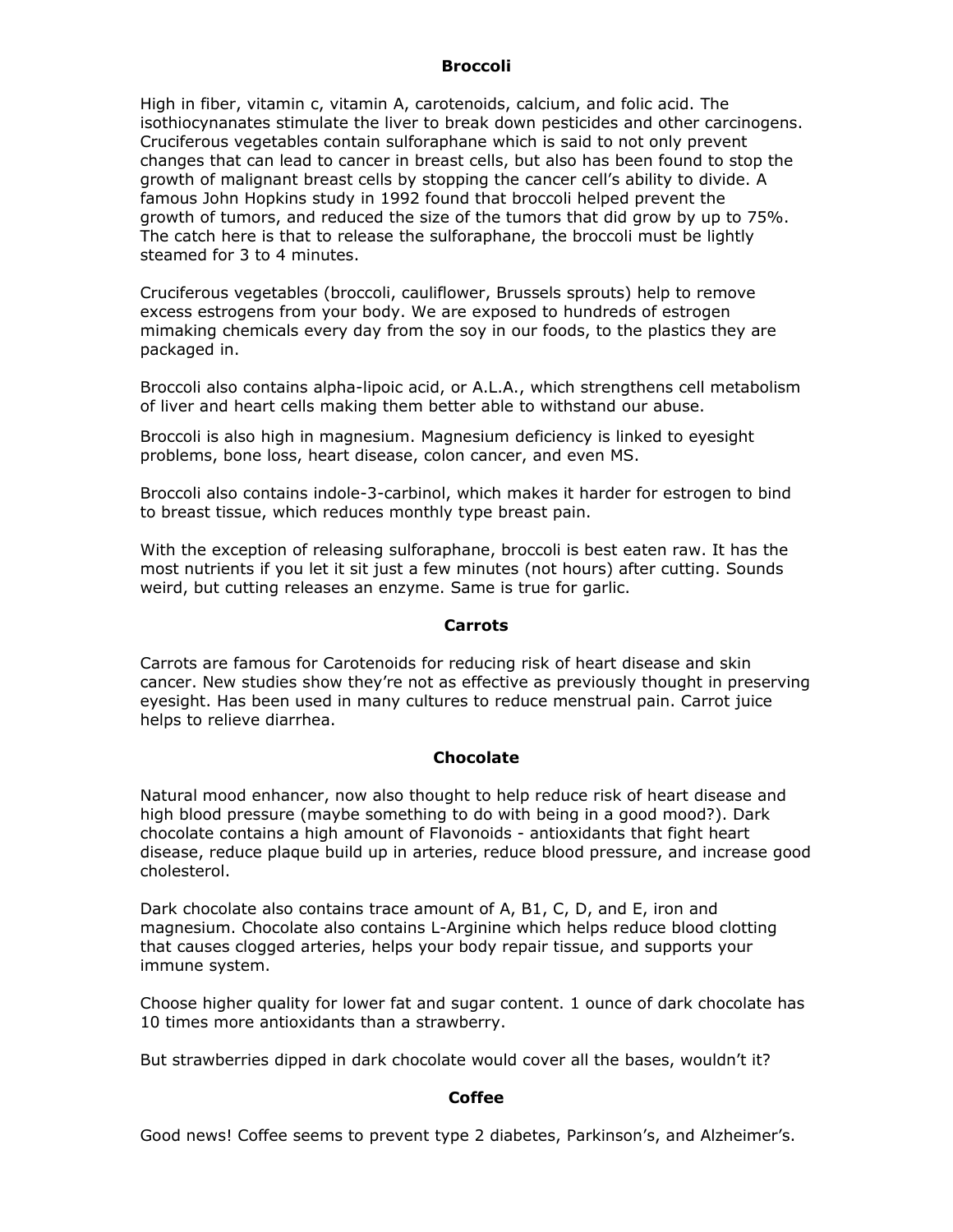## Broccoli

High in fiber, vitamin c, vitamin A, carotenoids, calcium, and folic acid. The isothiocynanates stimulate the liver to break down pesticides and other carcinogens. Cruciferous vegetables contain sulforaphane which is said to not only prevent changes that can lead to cancer in breast cells, but also has been found to stop the growth of malignant breast cells by stopping the cancer cell's ability to divide. A famous John Hopkins study in 1992 found that broccoli helped prevent the growth of tumors, and reduced the size of the tumors that did grow by up to 75%. The catch here is that to release the sulforaphane, the broccoli must be lightly steamed for 3 to 4 minutes.

Cruciferous vegetables (broccoli, cauliflower, Brussels sprouts) help to remove excess estrogens from your body. We are exposed to hundreds of estrogen mimaking chemicals every day from the soy in our foods, to the plastics they are packaged in.

Broccoli also contains alpha-lipoic acid, or A.L.A., which strengthens cell metabolism of liver and heart cells making them better able to withstand our abuse.

Broccoli is also high in magnesium. Magnesium deficiency is linked to eyesight problems, bone loss, heart disease, colon cancer, and even MS.

Broccoli also contains indole-3-carbinol, which makes it harder for estrogen to bind to breast tissue, which reduces monthly type breast pain.

With the exception of releasing sulforaphane, broccoli is best eaten raw. It has the most nutrients if you let it sit just a few minutes (not hours) after cutting. Sounds weird, but cutting releases an enzyme. Same is true for garlic.

## Carrots

Carrots are famous for Carotenoids for reducing risk of heart disease and skin cancer. New studies show they're not as effective as previously thought in preserving eyesight. Has been used in many cultures to reduce menstrual pain. Carrot juice helps to relieve diarrhea.

## Chocolate

Natural mood enhancer, now also thought to help reduce risk of heart disease and high blood pressure (maybe something to do with being in a good mood?). Dark chocolate contains a high amount of Flavonoids - antioxidants that fight heart disease, reduce plaque build up in arteries, reduce blood pressure, and increase good cholesterol.

Dark chocolate also contains trace amount of A, B1, C, D, and E, iron and magnesium. Chocolate also contains L-Arginine which helps reduce blood clotting that causes clogged arteries, helps your body repair tissue, and supports your immune system.

Choose higher quality for lower fat and sugar content. 1 ounce of dark chocolate has 10 times more antioxidants than a strawberry.

But strawberries dipped in dark chocolate would cover all the bases, wouldn't it?

## Coffee

Good news! Coffee seems to prevent type 2 diabetes, Parkinson's, and Alzheimer's.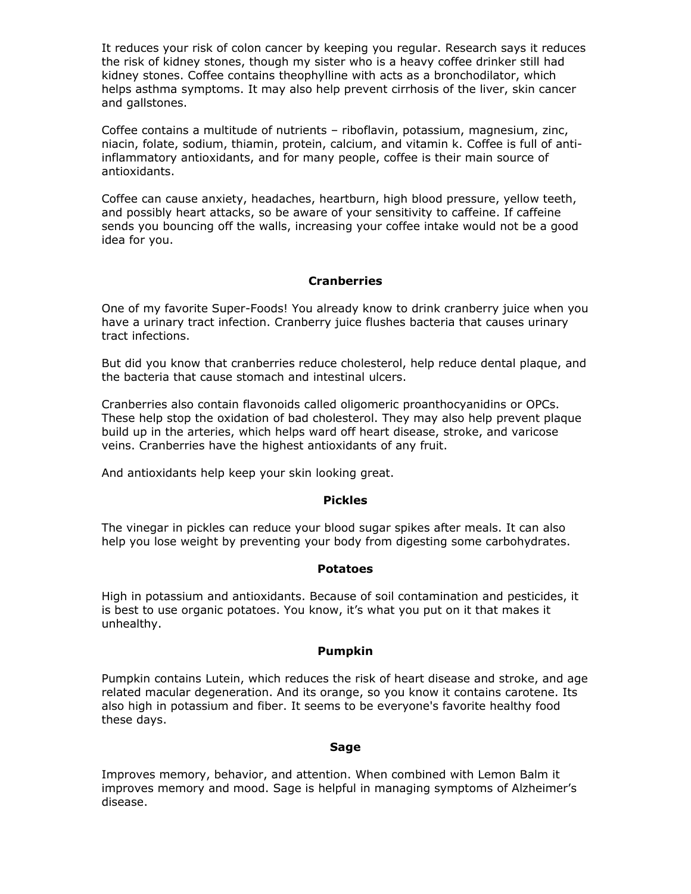It reduces your risk of colon cancer by keeping you regular. Research says it reduces the risk of kidney stones, though my sister who is a heavy coffee drinker still had kidney stones. Coffee contains theophylline with acts as a bronchodilator, which helps asthma symptoms. It may also help prevent cirrhosis of the liver, skin cancer and gallstones.

Coffee contains a multitude of nutrients – riboflavin, potassium, magnesium, zinc, niacin, folate, sodium, thiamin, protein, calcium, and vitamin k. Coffee is full of anti-inflammatory antioxidants, and for many people, coffee is their main source of antioxidants.

Coffee can cause anxiety, headaches, heartburn, high blood pressure, yellow teeth, and possibly heart attacks, so be aware of your sensitivity to caffeine. If caffeine sends you bouncing off the walls, increasing your coffee intake would not be a good idea for you.

### Cranberries

One of my favorite Super-Foods! You already know to drink cranberry juice when you have a urinary tract infection. Cranberry juice flushes bacteria that causes urinary tract infections.

But did you know that cranberries reduce cholesterol, help reduce dental plaque, and the bacteria that cause stomach and intestinal ulcers.

Cranberries also contain flavonoids called oligomeric proanthocyanidins or OPCs. These help stop the oxidation of bad cholesterol. They may also help prevent plaque build up in the arteries, which helps ward off heart disease, stroke, and varicose veins. Cranberries have the highest antioxidants of any fruit.

And antioxidants help keep your skin looking great.

### Pickles

The vinegar in pickles can reduce your blood sugar spikes after meals. It can also help you lose weight by preventing your body from digesting some carbohydrates.

### Potatoes

High in potassium and antioxidants. Because of soil contamination and pesticides, it is best to use organic potatoes. You know, it's what you put on it that makes it unhealthy.

### Pumpkin

Pumpkin contains Lutein, which reduces the risk of heart disease and stroke, and age related macular degeneration. And its orange, so you know it contains carotene. Its also high in potassium and fiber. It seems to be everyone's favorite healthy food these days.

### Sage

Improves memory, behavior, and attention. When combined with Lemon Balm it improves memory and mood. Sage is helpful in managing symptoms of Alzheimer's disease.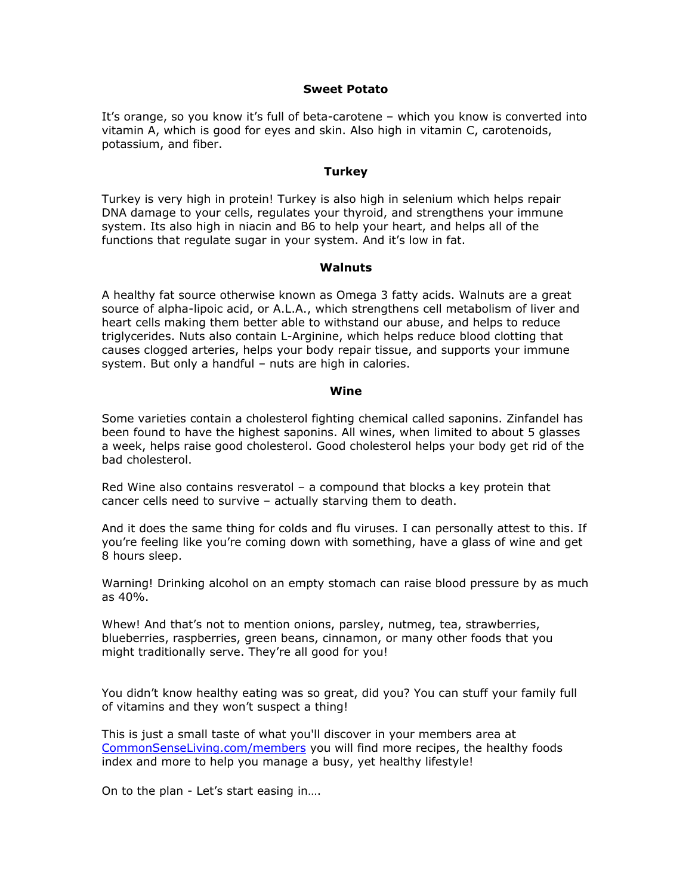### Sweet Potato

It's orange, so you know it's full of beta-carotene – which you know is converted into vitamin A, which is good for eyes and skin. Also high in vitamin C, carotenoids, potassium, and fiber.

### Turkey

Turkey is very high in protein! Turkey is also high in selenium which helps repair DNA damage to your cells, regulates your thyroid, and strengthens your immune system. Its also high in niacin and B6 to help your heart, and helps all of the functions that regulate sugar in your system. And it's low in fat.

### Walnuts

A healthy fat source otherwise known as Omega 3 fatty acids. Walnuts are a great source of alpha-lipoic acid, or A.L.A., which strengthens cell metabolism of liver and heart cells making them better able to withstand our abuse, and helps to reduce triglycerides. Nuts also contain L-Arginine, which helps reduce blood clotting that causes clogged arteries, helps your body repair tissue, and supports your immune system. But only a handful – nuts are high in calories.

### Wine

Some varieties contain a cholesterol fighting chemical called saponins. Zinfandel has been found to have the highest saponins. All wines, when limited to about 5 glasses a week, helps raise good cholesterol. Good cholesterol helps your body get rid of the bad cholesterol.

Red Wine also contains resveratol – a compound that blocks a key protein that cancer cells need to survive – actually starving them to death.

And it does the same thing for colds and flu viruses. I can personally attest to this. If you're feeling like you're coming down with something, have a glass of wine and get 8 hours sleep.

Warning! Drinking alcohol on an empty stomach can raise blood pressure by as much as 40%.

Whew! And that's not to mention onions, parsley, nutmeg, tea, strawberries, blueberries, raspberries, green beans, cinnamon, or many other foods that you might traditionally serve. They're all good for you!

You didn't know healthy eating was so great, did you? You can stuff your family full of vitamins and they won't suspect a thing!

This is just a small taste of what you'll discover in your members area at [CommonSenseLiving.com/members](CommonSenseLiving.com/members) you will find more recipes, the healthy foods index and more to help you manage a busy, yet healthy lifestyle!

On to the plan - Let's start easing in….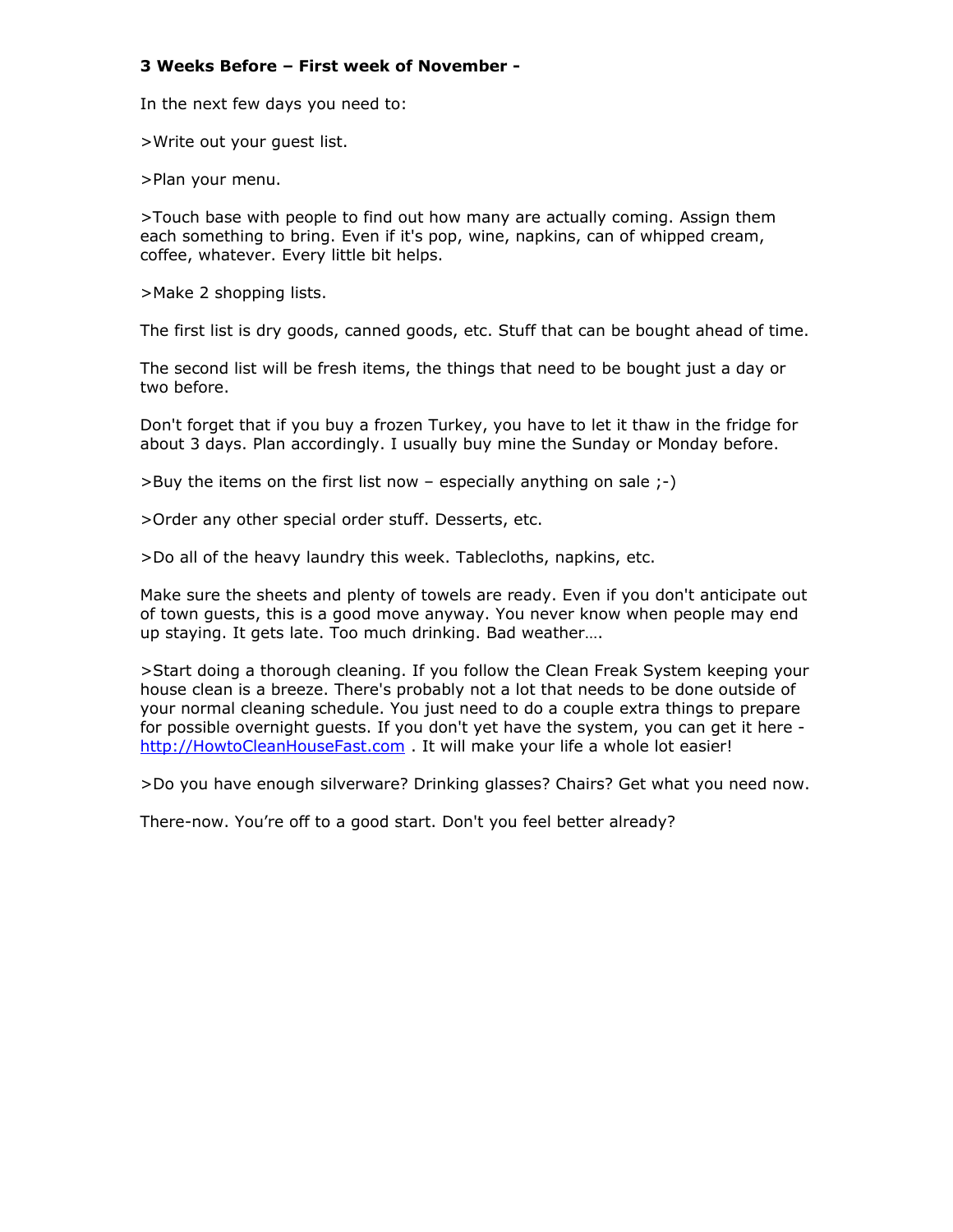**3 Weeks Before – First week of November -**

In the next few days you need to:

>Write out your guest list.

>Plan your menu.

>Touch base with people to find out how many are actually coming. Assign them each something to bring. Even if it's pop, wine, napkins, can of whipped cream, coffee, whatever. Every little bit helps.

>Make 2 shopping lists.

The first list is dry goods, canned goods, etc. Stuff that can be bought ahead of time.

The second list will be fresh items, the things that need to be bought just a day or two before.

Don't forget that if you buy a frozen Turkey, you have to let it thaw in the fridge for about 3 days. Plan accordingly. I usually buy mine the Sunday or Monday before.

>Buy the items on the first list now – especially anything on sale ;-)

>Order any other special order stuff. Desserts, etc.

>Do all of the heavy laundry this week. Tablecloths, napkins, etc.

Make sure the sheets and plenty of towels are ready. Even if you don't anticipate out of town guests, this is a good move anyway. You never know when people may end up staying. It gets late. Too much drinking. Bad weather….

>Start doing a thorough cleaning. If you follow the Clean Freak System keeping your house clean is a breeze. There's probably not a lot that needs to be done outside of your normal cleaning schedule. You just need to do a couple extra things to prepare for possible overnight guests. If you don't yet have the system, you can get it here - [http://HowtoCleanHouseFast.com](http://HowtoCleanHouseFast.com) . It will make your life a whole lot easier!

>Do you have enough silverware? Drinking glasses? Chairs? Get what you need now.

There-now. You're off to a good start. Don't you feel better already?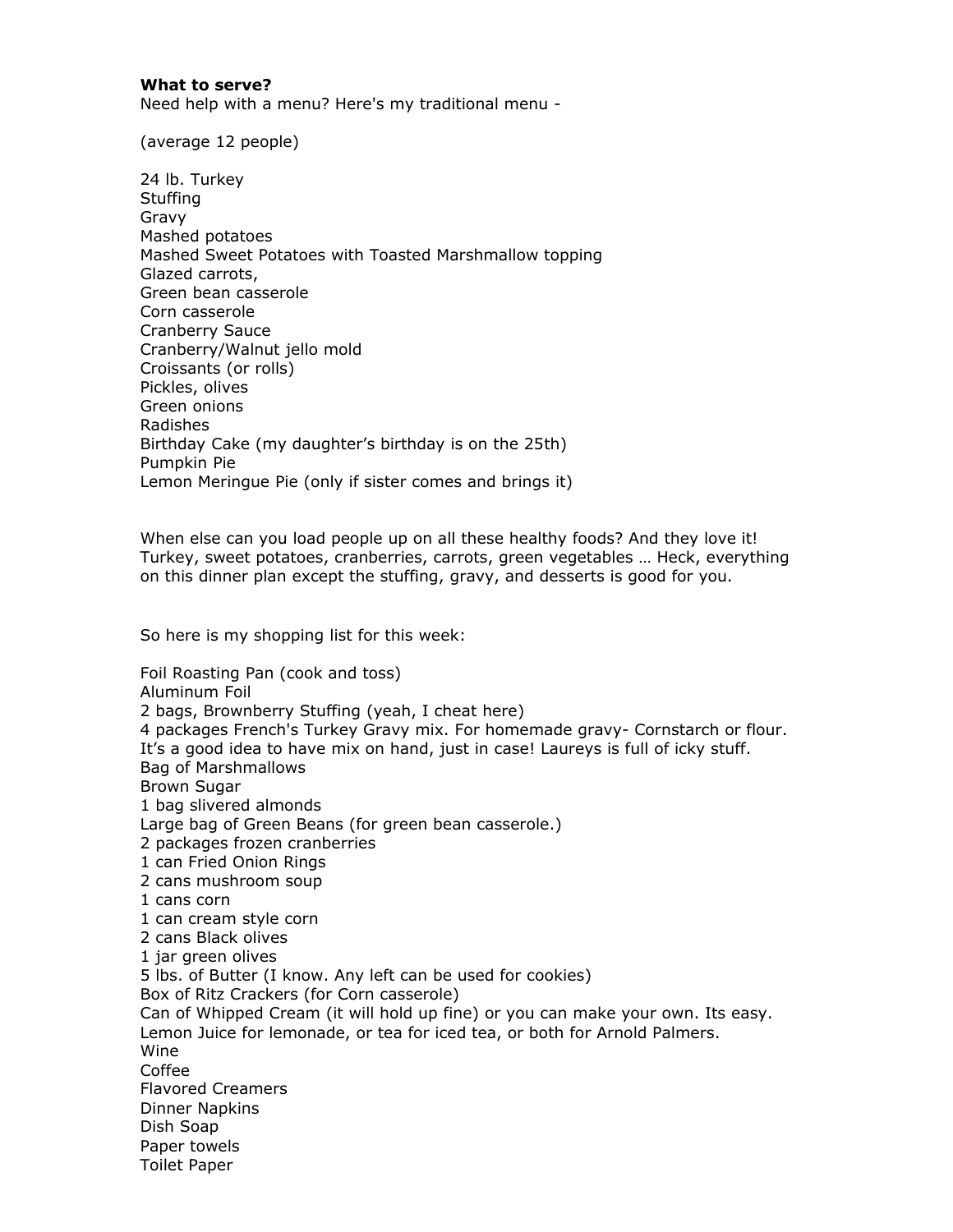**What to serve?**

Need help with a menu? Here's my traditional menu -

(average 12 people)

24 lb. Turkey
Stuffing
Gravy
Mashed potatoes
Mashed Sweet Potatoes with Toasted Marshmallow topping
Glazed carrots,
Green bean casserole
Corn casserole
Cranberry Sauce
Cranberry/Walnut jello mold
Croissants (or rolls)
Pickles, olives
Green onions
Radishes
Birthday Cake (my daughter's birthday is on the 25th)
Pumpkin Pie
Lemon Meringue Pie (only if sister comes and brings it)

When else can you load people up on all these healthy foods? And they love it! Turkey, sweet potatoes, cranberries, carrots, green vegetables … Heck, everything on this dinner plan except the stuffing, gravy, and desserts is good for you.

So here is my shopping list for this week:

Foil Roasting Pan (cook and toss)
Aluminum Foil
2 bags, Brownberry Stuffing (yeah, I cheat here)
4 packages French's Turkey Gravy mix. For homemade gravy- Cornstarch or flour. It's a good idea to have mix on hand, just in case! Laureys is full of icky stuff.
Bag of Marshmallows
Brown Sugar
1 bag slivered almonds
Large bag of Green Beans (for green bean casserole.)
2 packages frozen cranberries
1 can Fried Onion Rings
2 cans mushroom soup
1 cans corn
1 can cream style corn
2 cans Black olives
1 jar green olives
5 lbs. of Butter (I know. Any left can be used for cookies)
Box of Ritz Crackers (for Corn casserole)
Can of Whipped Cream (it will hold up fine) or you can make your own. Its easy.
Lemon Juice for lemonade, or tea for iced tea, or both for Arnold Palmers.
Wine
Coffee
Flavored Creamers
Dinner Napkins
Dish Soap
Paper towels
Toilet Paper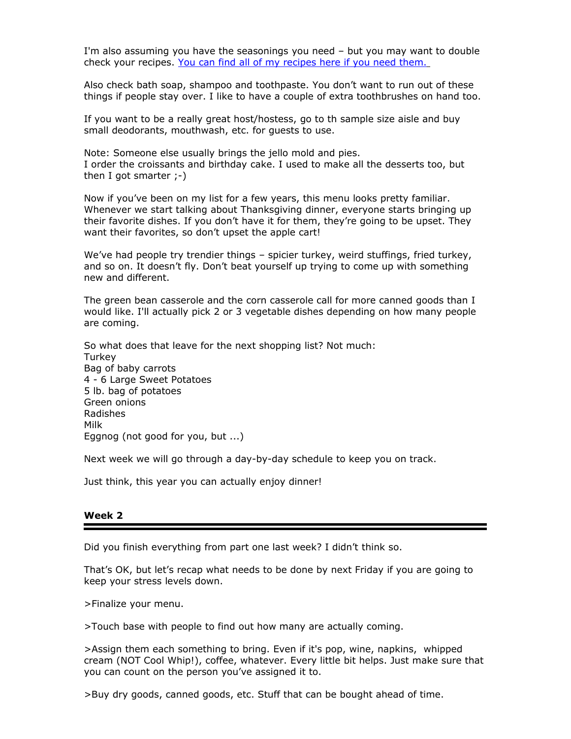I'm also assuming you have the seasonings you need – but you may want to double check your recipes. [You can find all of my recipes here if you need them.](#)

Also check bath soap, shampoo and toothpaste. You don't want to run out of these things if people stay over. I like to have a couple of extra toothbrushes on hand too.

If you want to be a really great host/hostess, go to th sample size aisle and buy small deodorants, mouthwash, etc. for guests to use.

Note: Someone else usually brings the jello mold and pies.
I order the croissants and birthday cake. I used to make all the desserts too, but then I got smarter ;-)

Now if you've been on my list for a few years, this menu looks pretty familiar. Whenever we start talking about Thanksgiving dinner, everyone starts bringing up their favorite dishes. If you don't have it for them, they're going to be upset. They want their favorites, so don't upset the apple cart!

We've had people try trendier things – spicier turkey, weird stuffings, fried turkey, and so on. It doesn't fly. Don't beat yourself up trying to come up with something new and different.

The green bean casserole and the corn casserole call for more canned goods than I would like. I'll actually pick 2 or 3 vegetable dishes depending on how many people are coming.

So what does that leave for the next shopping list? Not much:
Turkey
Bag of baby carrots
4 - 6 Large Sweet Potatoes
5 lb. bag of potatoes
Green onions
Radishes
Milk
Eggnog (not good for you, but ...)

Next week we will go through a day-by-day schedule to keep you on track.

Just think, this year you can actually enjoy dinner!

## Week 2

Did you finish everything from part one last week? I didn't think so.

That's OK, but let's recap what needs to be done by next Friday if you are going to keep your stress levels down.

>Finalize your menu.

>Touch base with people to find out how many are actually coming.

>Assign them each something to bring. Even if it's pop, wine, napkins, whipped cream (NOT Cool Whip!), coffee, whatever. Every little bit helps. Just make sure that you can count on the person you've assigned it to.

>Buy dry goods, canned goods, etc. Stuff that can be bought ahead of time.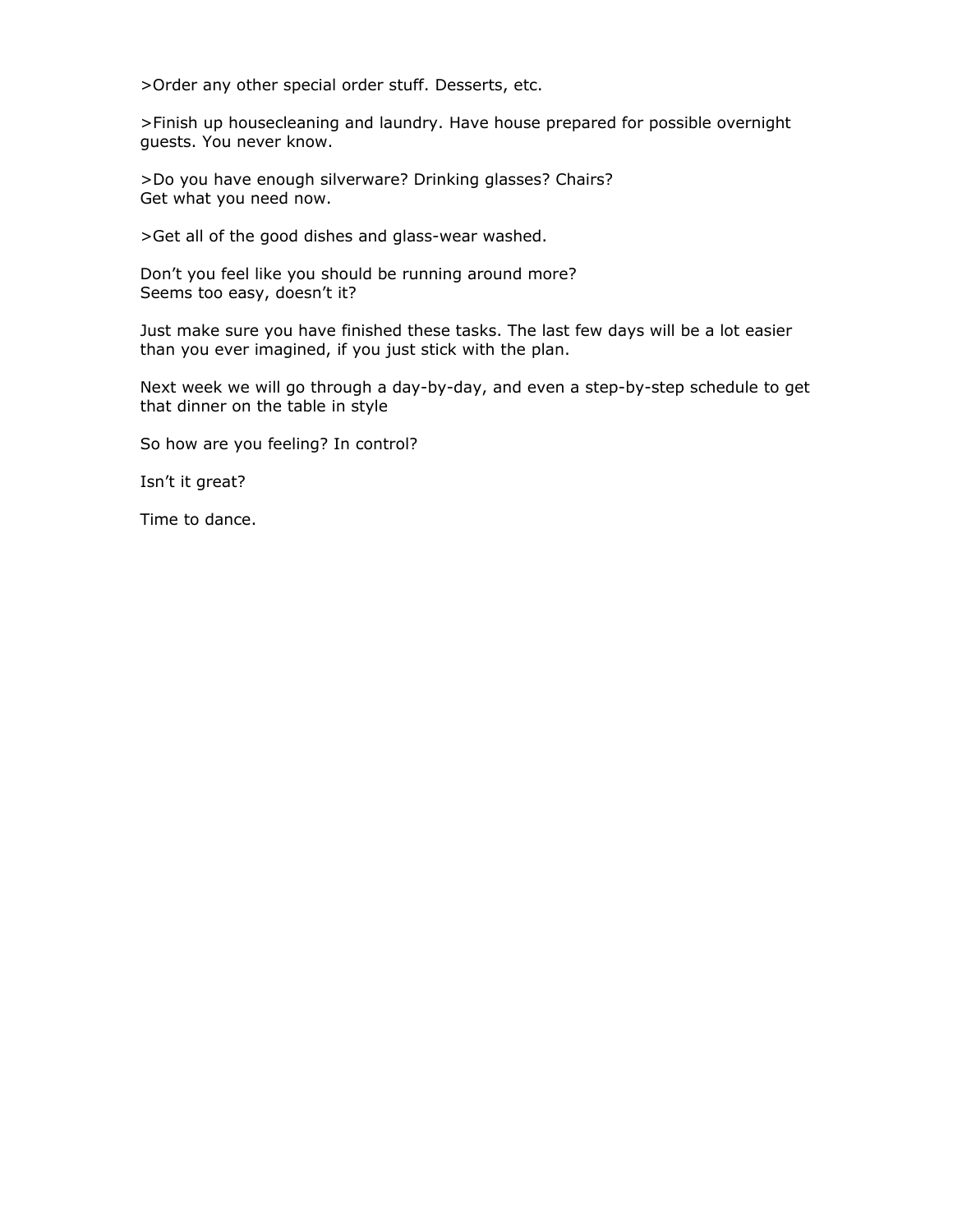>Order any other special order stuff. Desserts, etc.

>Finish up housecleaning and laundry. Have house prepared for possible overnight guests. You never know.

>Do you have enough silverware? Drinking glasses? Chairs?
Get what you need now.

>Get all of the good dishes and glass-wear washed.

Don't you feel like you should be running around more?
Seems too easy, doesn't it?

Just make sure you have finished these tasks. The last few days will be a lot easier than you ever imagined, if you just stick with the plan.

Next week we will go through a day-by-day, and even a step-by-step schedule to get that dinner on the table in style

So how are you feeling? In control?

Isn't it great?

Time to dance.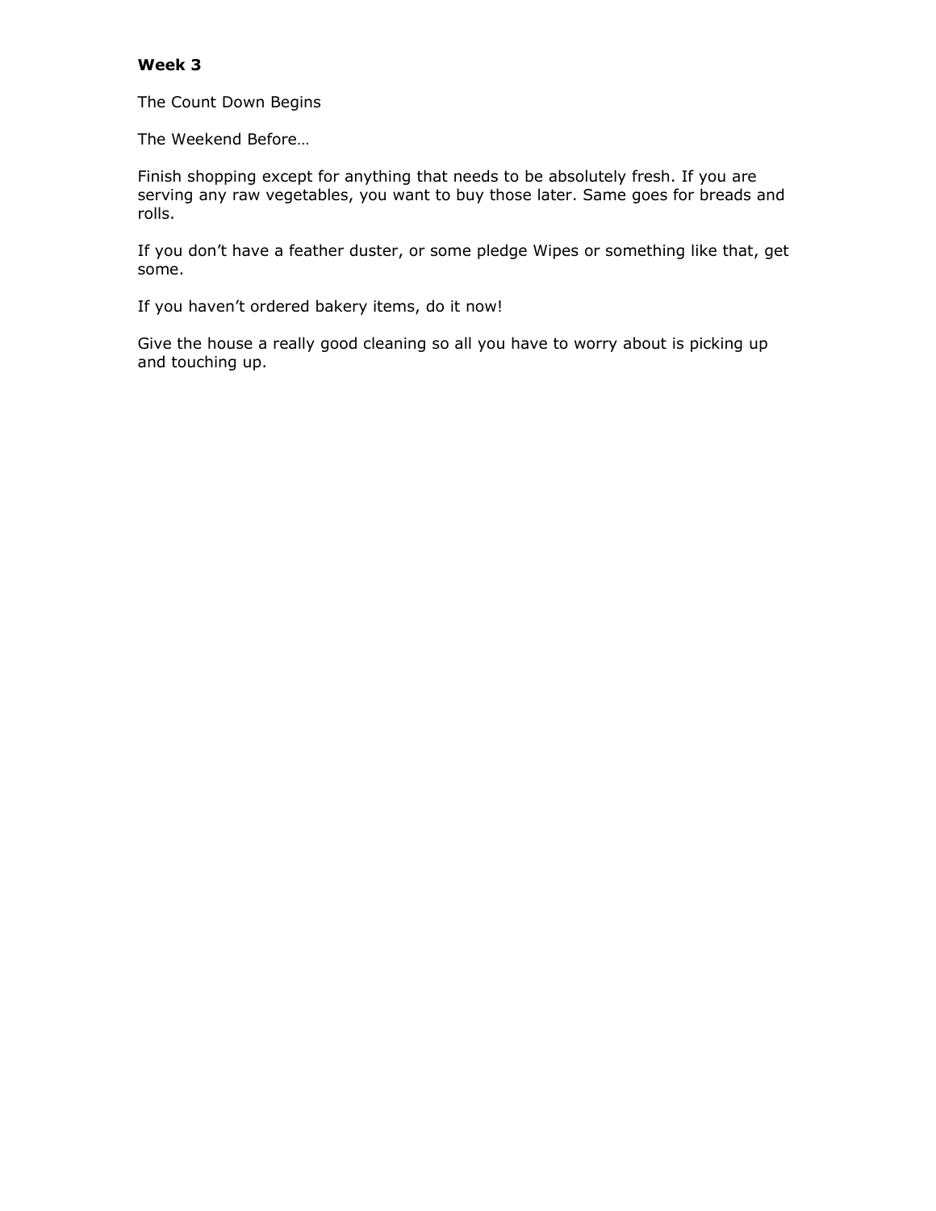**Week 3**

The Count Down Begins

The Weekend Before…

Finish shopping except for anything that needs to be absolutely fresh. If you are serving any raw vegetables, you want to buy those later. Same goes for breads and rolls.

If you don't have a feather duster, or some pledge Wipes or something like that, get some.

If you haven't ordered bakery items, do it now!

Give the house a really good cleaning so all you have to worry about is picking up and touching up.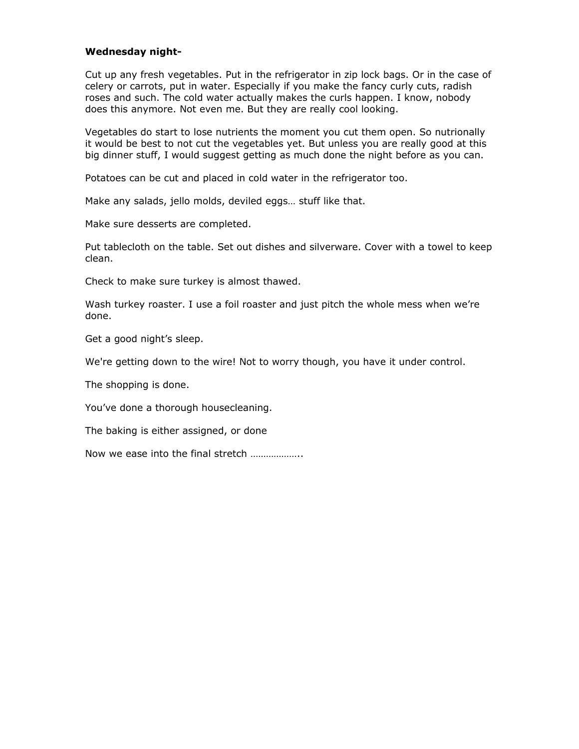**Wednesday night-**

Cut up any fresh vegetables. Put in the refrigerator in zip lock bags. Or in the case of celery or carrots, put in water. Especially if you make the fancy curly cuts, radish roses and such. The cold water actually makes the curls happen. I know, nobody does this anymore. Not even me. But they are really cool looking.

Vegetables do start to lose nutrients the moment you cut them open. So nutrionally it would be best to not cut the vegetables yet. But unless you are really good at this big dinner stuff, I would suggest getting as much done the night before as you can.

Potatoes can be cut and placed in cold water in the refrigerator too.

Make any salads, jello molds, deviled eggs… stuff like that.

Make sure desserts are completed.

Put tablecloth on the table. Set out dishes and silverware. Cover with a towel to keep clean.

Check to make sure turkey is almost thawed.

Wash turkey roaster. I use a foil roaster and just pitch the whole mess when we're done.

Get a good night's sleep.

We're getting down to the wire! Not to worry though, you have it under control.

The shopping is done.

You've done a thorough housecleaning.

The baking is either assigned, or done

Now we ease into the final stretch ………………..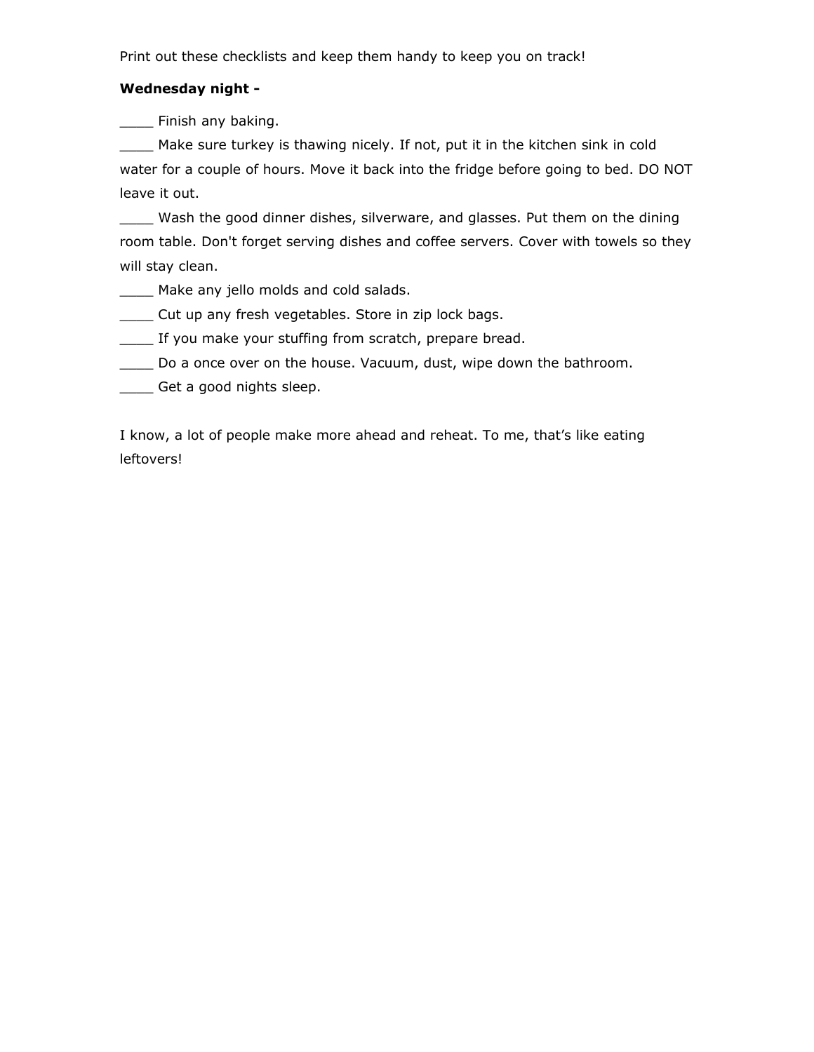Print out these checklists and keep them handy to keep you on track!

**Wednesday night -**

____ Finish any baking.

____ Make sure turkey is thawing nicely. If not, put it in the kitchen sink in cold water for a couple of hours. Move it back into the fridge before going to bed. DO NOT leave it out.

____ Wash the good dinner dishes, silverware, and glasses. Put them on the dining room table. Don't forget serving dishes and coffee servers. Cover with towels so they will stay clean.

____ Make any jello molds and cold salads.

____ Cut up any fresh vegetables. Store in zip lock bags.

____ If you make your stuffing from scratch, prepare bread.

____ Do a once over on the house. Vacuum, dust, wipe down the bathroom.

____ Get a good nights sleep.

I know, a lot of people make more ahead and reheat. To me, that's like eating leftovers!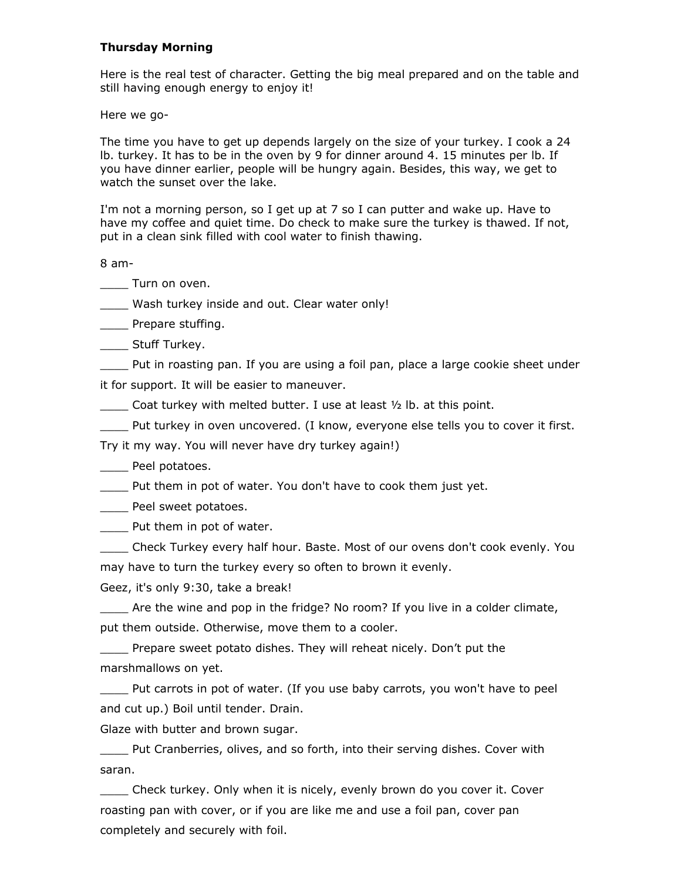**Thursday Morning**

Here is the real test of character. Getting the big meal prepared and on the table and still having enough energy to enjoy it!

Here we go-

The time you have to get up depends largely on the size of your turkey. I cook a 24 lb. turkey. It has to be in the oven by 9 for dinner around 4. 15 minutes per lb. If you have dinner earlier, people will be hungry again. Besides, this way, we get to watch the sunset over the lake.

I'm not a morning person, so I get up at 7 so I can putter and wake up. Have to have my coffee and quiet time. Do check to make sure the turkey is thawed. If not, put in a clean sink filled with cool water to finish thawing.

8 am-

____ Turn on oven.

____ Wash turkey inside and out. Clear water only!

____ Prepare stuffing.

____ Stuff Turkey.

____ Put in roasting pan. If you are using a foil pan, place a large cookie sheet under it for support. It will be easier to maneuver.

____ Coat turkey with melted butter. I use at least ½ lb. at this point.

____ Put turkey in oven uncovered. (I know, everyone else tells you to cover it first. Try it my way. You will never have dry turkey again!)

____ Peel potatoes.

____ Put them in pot of water. You don't have to cook them just yet.

____ Peel sweet potatoes.

____ Put them in pot of water.

____ Check Turkey every half hour. Baste. Most of our ovens don't cook evenly. You may have to turn the turkey every so often to brown it evenly.

Geez, it's only 9:30, take a break!

____ Are the wine and pop in the fridge? No room? If you live in a colder climate, put them outside. Otherwise, move them to a cooler.

____ Prepare sweet potato dishes. They will reheat nicely. Don't put the marshmallows on yet.

____ Put carrots in pot of water. (If you use baby carrots, you won't have to peel and cut up.) Boil until tender. Drain.

Glaze with butter and brown sugar.

____ Put Cranberries, olives, and so forth, into their serving dishes. Cover with saran.

____ Check turkey. Only when it is nicely, evenly brown do you cover it. Cover roasting pan with cover, or if you are like me and use a foil pan, cover pan completely and securely with foil.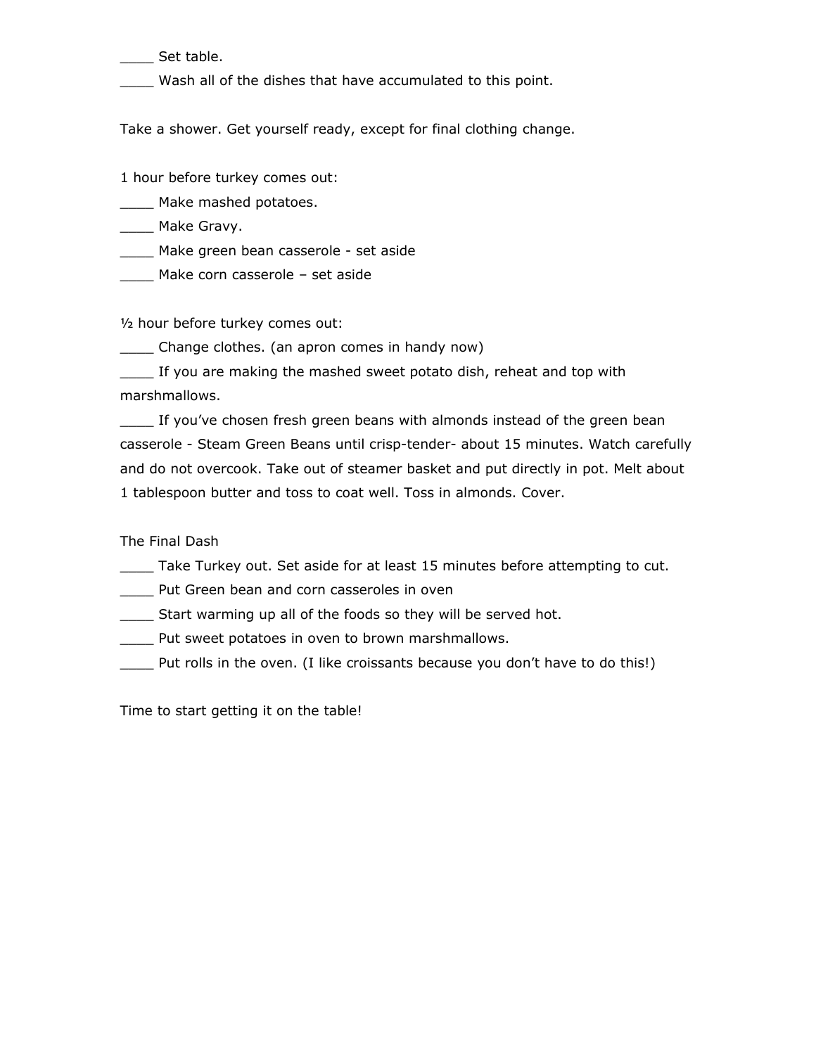____ Set table.

____ Wash all of the dishes that have accumulated to this point.

Take a shower. Get yourself ready, except for final clothing change.

1 hour before turkey comes out:

____ Make mashed potatoes.

____ Make Gravy.

____ Make green bean casserole - set aside

____ Make corn casserole – set aside

½ hour before turkey comes out:

____ Change clothes. (an apron comes in handy now)

____ If you are making the mashed sweet potato dish, reheat and top with marshmallows.

____ If you've chosen fresh green beans with almonds instead of the green bean casserole - Steam Green Beans until crisp-tender- about 15 minutes. Watch carefully and do not overcook. Take out of steamer basket and put directly in pot. Melt about 1 tablespoon butter and toss to coat well. Toss in almonds. Cover.

The Final Dash

____ Take Turkey out. Set aside for at least 15 minutes before attempting to cut.

____ Put Green bean and corn casseroles in oven

____ Start warming up all of the foods so they will be served hot.

____ Put sweet potatoes in oven to brown marshmallows.

____ Put rolls in the oven. (I like croissants because you don't have to do this!)

Time to start getting it on the table!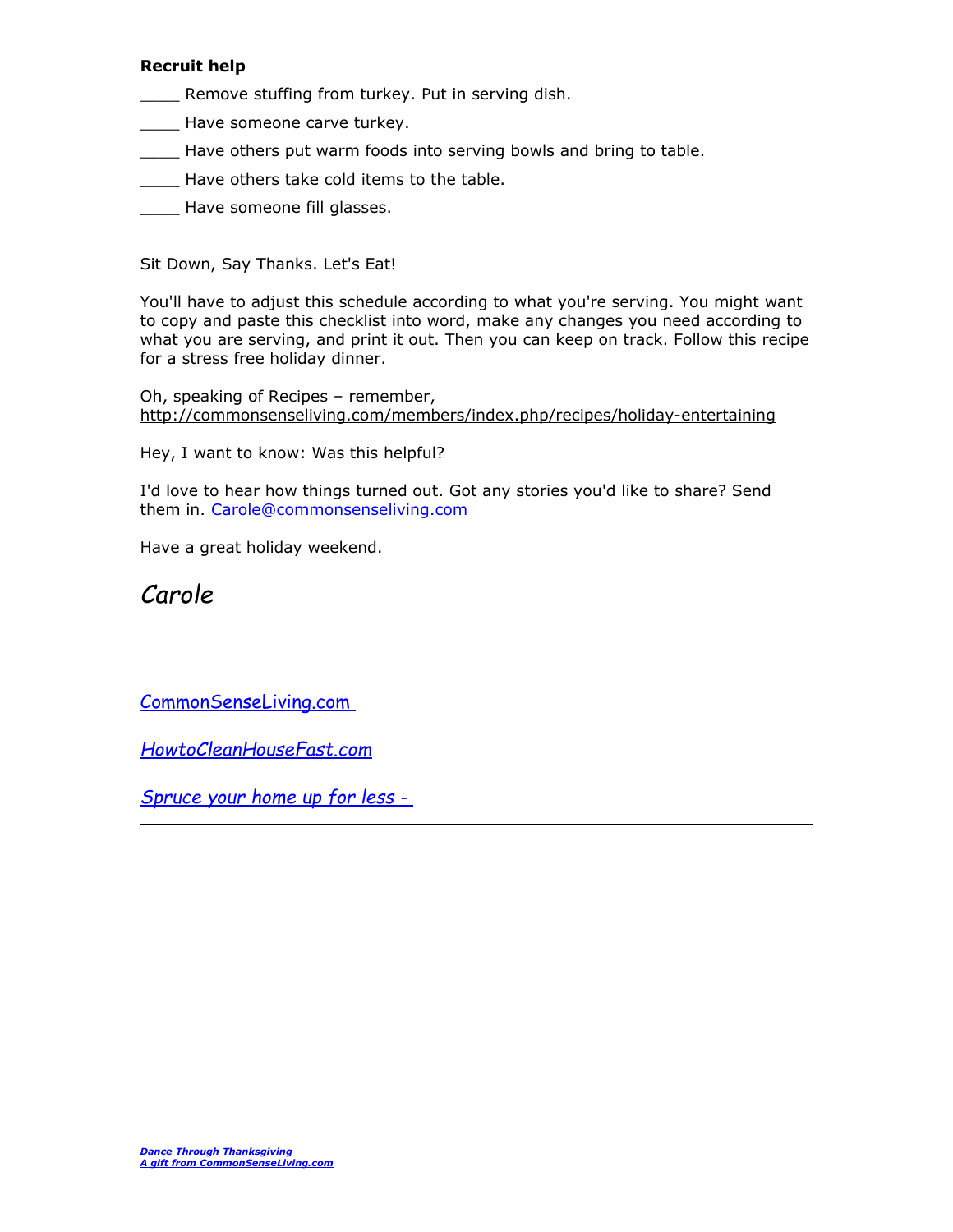**Recruit help**

____ Remove stuffing from turkey. Put in serving dish.

____ Have someone carve turkey.

____ Have others put warm foods into serving bowls and bring to table.

____ Have others take cold items to the table.

____ Have someone fill glasses.

Sit Down, Say Thanks. Let's Eat!

You'll have to adjust this schedule according to what you're serving. You might want to copy and paste this checklist into word, make any changes you need according to what you are serving, and print it out. Then you can keep on track. Follow this recipe for a stress free holiday dinner.

Oh, speaking of Recipes – remember, http://commonsenseliving.com/members/index.php/recipes/holiday-entertaining

Hey, I want to know: Was this helpful?

I'd love to hear how things turned out. Got any stories you'd like to share? Send them in. Carole@commonsenseliving.com

Have a great holiday weekend.

*Carole*

*CommonSenseLiving.com*

*HowtoCleanHouseFast.com*

*Spruce your home up for less -*